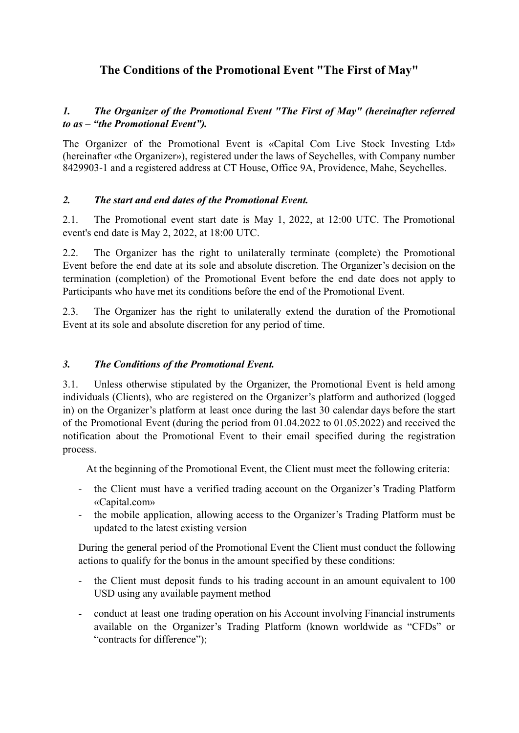# The Conditions of the Promotional Event "The First of May"

### *1. The Organizer of the Promotional Event "The First of May" (hereinafter referred to as – "the Promotional Event").*

The Organizer of the Promotional Event is «Capital Com Live Stock Investing Ltd» (hereinafter «the Organizer»), registered under the laws of Seychelles, with Company number 8429903-1 and a registered address at CT House, Office 9A, Providence, Mahe, Seychelles.

### *2. The start and end dates of the Promotional Event.*

2.1. The Promotional event start date is May 1, 2022, at 12:00 UTC. The Promotional event's end date is May 2, 2022, at 18:00 UTC.

2.2. The Organizer has the right to unilaterally terminate (complete) the Promotional Event before the end date at its sole and absolute discretion. The Organizer's decision on the termination (completion) of the Promotional Event before the end date does not apply to Participants who have met its conditions before the end of the Promotional Event.

2.3. The Organizer has the right to unilaterally extend the duration of the Promotional Event at its sole and absolute discretion for any period of time.

### *3. The Conditions of the Promotional Event.*

3.1. Unless otherwise stipulated by the Organizer, the Promotional Event is held among individuals (Clients), who are registered on the Organizer's platform and authorized (logged in) on the Organizer's platform at least once during the last 30 calendar days before the start of the Promotional Event (during the period from 01.04.2022 to 01.05.2022) and received the notification about the Promotional Event to their email specified during the registration process.

At the beginning of the Promotional Event, the Client must meet the following criteria:

- the Client must have a verified trading account on the Organizer's Trading Platform «Capital.com»
- the mobile application, allowing access to the Organizer's Trading Platform must be updated to the latest existing version

During the general period of the Promotional Event the Client must conduct the following actions to qualify for the bonus in the amount specified by these conditions:

- the Client must deposit funds to his trading account in an amount equivalent to 100 USD using any available payment method
- conduct at least one trading operation on his Account involving Financial instruments available on the Organizer's Trading Platform (known worldwide as "CFDs" or "contracts for difference");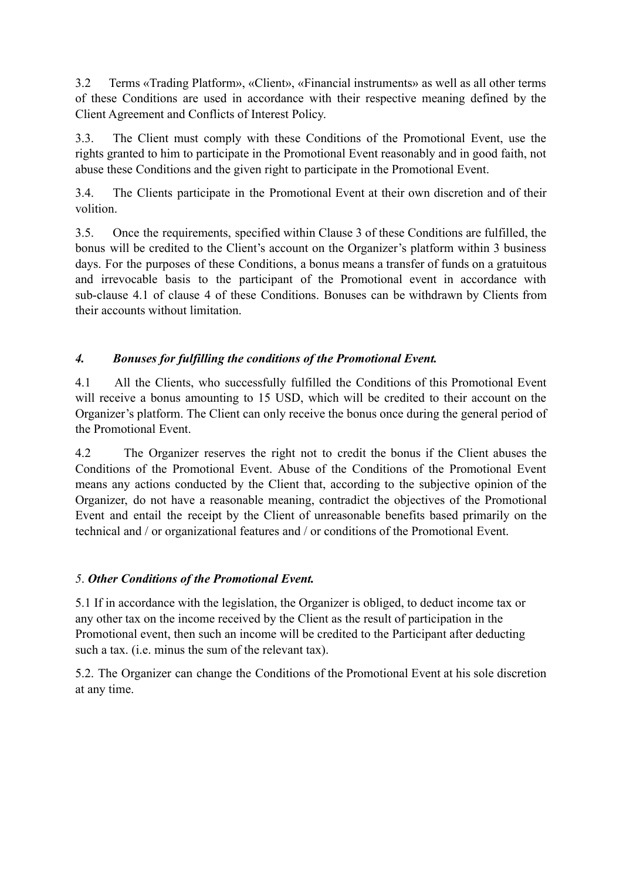3.2 Terms «Trading Platform», «Client», «Financial instruments» as well as all other terms of these Conditions are used in accordance with their respective meaning defined by the Client Agreement and Conflicts of Interest Policy.

3.3. The Client must comply with these Conditions of the Promotional Event, use the rights granted to him to participate in the Promotional Event reasonably and in good faith, not abuse these Conditions and the given right to participate in the Promotional Event.

3.4. The Clients participate in the Promotional Event at their own discretion and of their volition.

3.5. Once the requirements, specified within Clause 3 of these Conditions are fulfilled, the bonus will be credited to the Client's account on the Organizer's platform within 3 business days. For the purposes of these Conditions, a bonus means a transfer of funds on a gratuitous and irrevocable basis to the participant of the Promotional event in accordance with sub-clause 4.1 of clause 4 of these Conditions. Bonuses can be withdrawn by Clients from their accounts without limitation.

## *4. Bonuses for fulfilling the conditions of the Promotional Event.*

4.1 All the Clients, who successfully fulfilled the Conditions of this Promotional Event will receive a bonus amounting to 15 USD, which will be credited to their account on the Organizer's platform. The Client can only receive the bonus once during the general period of the Promotional Event.

4.2 The Organizer reserves the right not to credit the bonus if the Client abuses the Conditions of the Promotional Event. Abuse of the Conditions of the Promotional Event means any actions conducted by the Client that, according to the subjective opinion of the Organizer, do not have a reasonable meaning, contradict the objectives of the Promotional Event and entail the receipt by the Client of unreasonable benefits based primarily on the technical and / or organizational features and / or conditions of the Promotional Event.

## 5. *Other Conditions of the Promotional Event.*

5.1 If in accordance with the legislation, the Organizer is obliged, to deduct income tax or any other tax on the income received by the Client as the result of participation in the Promotional event, then such an income will be credited to the Participant after deducting such a tax. (i.e. minus the sum of the relevant tax).

5.2. The Organizer can change the Conditions of the Promotional Event at his sole discretion at any time.